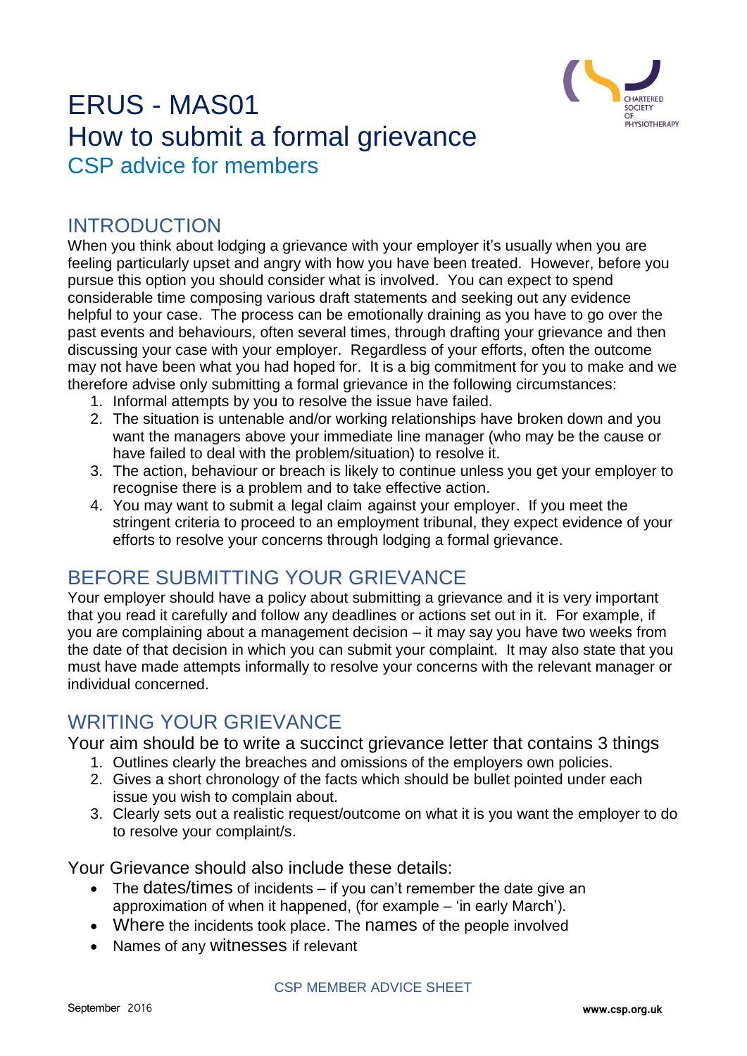# ERUS - MAS01
# How to submit a formal grievance
## CSP advice for members

## INTRODUCTION

When you think about lodging a grievance with your employer it's usually when you are feeling particularly upset and angry with how you have been treated. However, before you pursue this option you should consider what is involved. You can expect to spend considerable time composing various draft statements and seeking out any evidence helpful to your case. The process can be emotionally draining as you have to go over the past events and behaviours, often several times, through drafting your grievance and then discussing your case with your employer. Regardless of your efforts, often the outcome may not have been what you had hoped for. It is a big commitment for you to make and we therefore advise only submitting a formal grievance in the following circumstances:

1. Informal attempts by you to resolve the issue have failed.
2. The situation is untenable and/or working relationships have broken down and you want the managers above your immediate line manager (who may be the cause or have failed to deal with the problem/situation) to resolve it.
3. The action, behaviour or breach is likely to continue unless you get your employer to recognise there is a problem and to take effective action.
4. You may want to submit a legal claim against your employer. If you meet the stringent criteria to proceed to an employment tribunal, they expect evidence of your efforts to resolve your concerns through lodging a formal grievance.

## BEFORE SUBMITTING YOUR GRIEVANCE

Your employer should have a policy about submitting a grievance and it is very important that you read it carefully and follow any deadlines or actions set out in it. For example, if you are complaining about a management decision – it may say you have two weeks from the date of that decision in which you can submit your complaint. It may also state that you must have made attempts informally to resolve your concerns with the relevant manager or individual concerned.

## WRITING YOUR GRIEVANCE

Your aim should be to write a succinct grievance letter that contains 3 things

1. Outlines clearly the breaches and omissions of the employers own policies.
2. Gives a short chronology of the facts which should be bullet pointed under each issue you wish to complain about.
3. Clearly sets out a realistic request/outcome on what it is you want the employer to do to resolve your complaint/s.

Your Grievance should also include these details:

- The dates/times of incidents – if you can't remember the date give an approximation of when it happened, (for example – 'in early March').
- Where the incidents took place. The names of the people involved
- Names of any witnesses if relevant

CSP MEMBER ADVICE SHEET

September 2016

www.csp.org.uk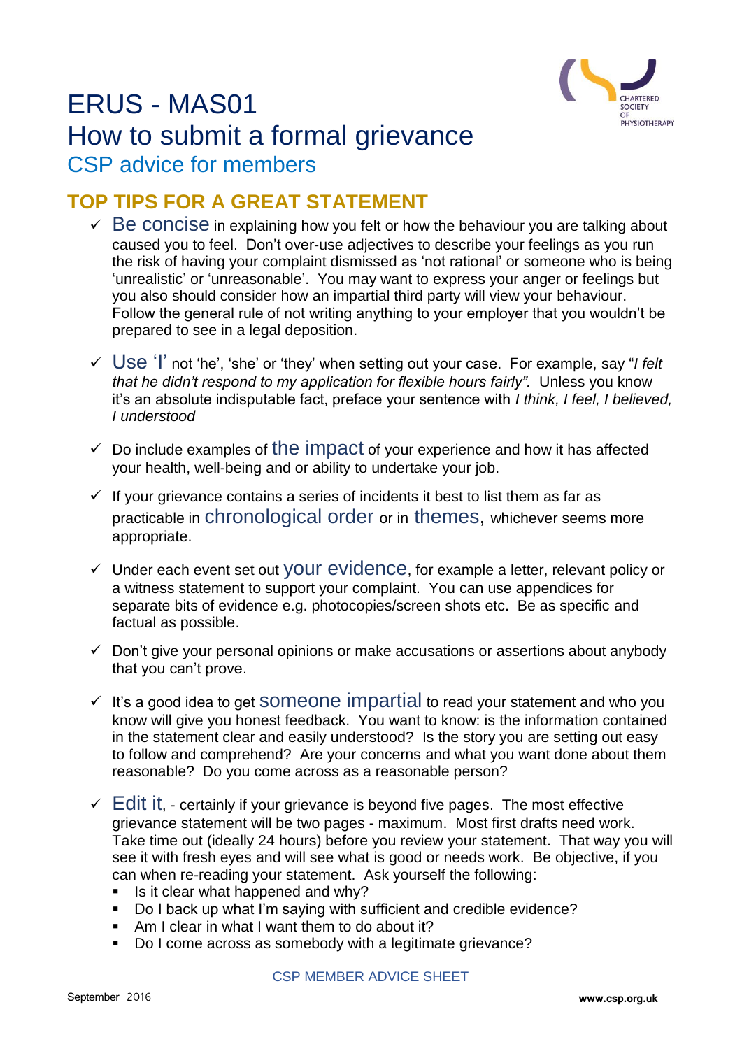# ERUS - MAS01

# How to submit a formal grievance

## CSP advice for members

## TOP TIPS FOR A GREAT STATEMENT

- ✓ Be concise in explaining how you felt or how the behaviour you are talking about caused you to feel. Don't over-use adjectives to describe your feelings as you run the risk of having your complaint dismissed as 'not rational' or someone who is being 'unrealistic' or 'unreasonable'. You may want to express your anger or feelings but you also should consider how an impartial third party will view your behaviour. Follow the general rule of not writing anything to your employer that you wouldn't be prepared to see in a legal deposition.

- ✓ Use 'I' not 'he', 'she' or 'they' when setting out your case. For example, say "*I felt that he didn't respond to my application for flexible hours fairly".* Unless you know it's an absolute indisputable fact, preface your sentence with *I think, I feel, I believed, I understood*

- ✓ Do include examples of the impact of your experience and how it has affected your health, well-being and or ability to undertake your job.

- ✓ If your grievance contains a series of incidents it best to list them as far as practicable in chronological order or in themes, whichever seems more appropriate.

- ✓ Under each event set out your evidence, for example a letter, relevant policy or a witness statement to support your complaint. You can use appendices for separate bits of evidence e.g. photocopies/screen shots etc. Be as specific and factual as possible.

- ✓ Don't give your personal opinions or make accusations or assertions about anybody that you can't prove.

- ✓ It's a good idea to get someone impartial to read your statement and who you know will give you honest feedback. You want to know: is the information contained in the statement clear and easily understood? Is the story you are setting out easy to follow and comprehend? Are your concerns and what you want done about them reasonable? Do you come across as a reasonable person?

- ✓ Edit it, - certainly if your grievance is beyond five pages. The most effective grievance statement will be two pages - maximum. Most first drafts need work. Take time out (ideally 24 hours) before you review your statement. That way you will see it with fresh eyes and will see what is good or needs work. Be objective, if you can when re-reading your statement. Ask yourself the following:
  - Is it clear what happened and why?
  - Do I back up what I'm saying with sufficient and credible evidence?
  - Am I clear in what I want them to do about it?
  - Do I come across as somebody with a legitimate grievance?

CSP MEMBER ADVICE SHEET

September 2016

www.csp.org.uk